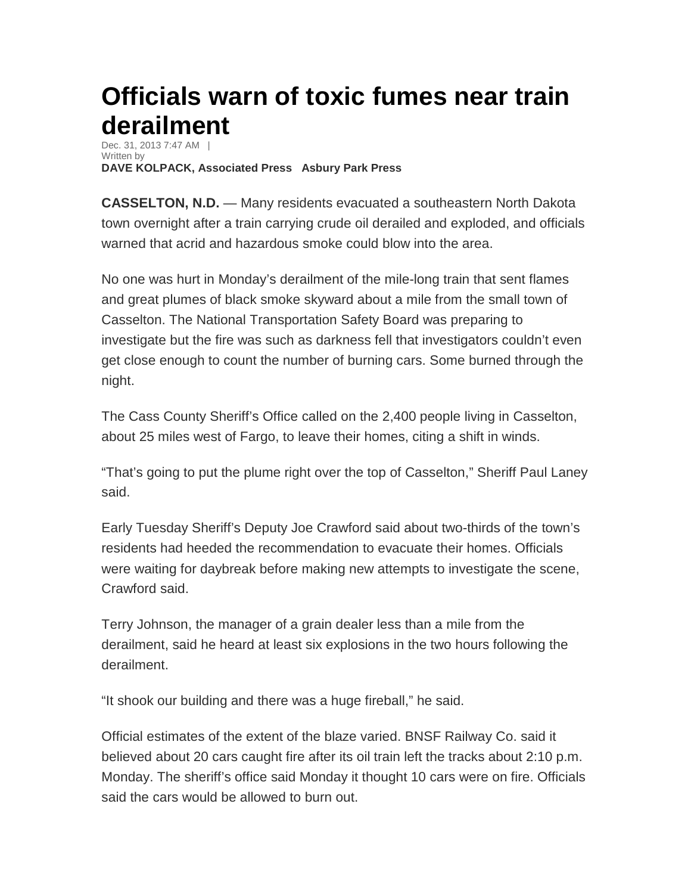# Officials warn of toxic fumes near train derailment

Dec. 31, 2013 7:47 AM |
Written by
**DAVE KOLPACK, Associated Press Asbury Park Press**

**CASSELTON, N.D.** — Many residents evacuated a southeastern North Dakota town overnight after a train carrying crude oil derailed and exploded, and officials warned that acrid and hazardous smoke could blow into the area.

No one was hurt in Monday's derailment of the mile-long train that sent flames and great plumes of black smoke skyward about a mile from the small town of Casselton. The National Transportation Safety Board was preparing to investigate but the fire was such as darkness fell that investigators couldn't even get close enough to count the number of burning cars. Some burned through the night.

The Cass County Sheriff's Office called on the 2,400 people living in Casselton, about 25 miles west of Fargo, to leave their homes, citing a shift in winds.

"That's going to put the plume right over the top of Casselton," Sheriff Paul Laney said.

Early Tuesday Sheriff's Deputy Joe Crawford said about two-thirds of the town's residents had heeded the recommendation to evacuate their homes. Officials were waiting for daybreak before making new attempts to investigate the scene, Crawford said.

Terry Johnson, the manager of a grain dealer less than a mile from the derailment, said he heard at least six explosions in the two hours following the derailment.

"It shook our building and there was a huge fireball," he said.

Official estimates of the extent of the blaze varied. BNSF Railway Co. said it believed about 20 cars caught fire after its oil train left the tracks about 2:10 p.m. Monday. The sheriff's office said Monday it thought 10 cars were on fire. Officials said the cars would be allowed to burn out.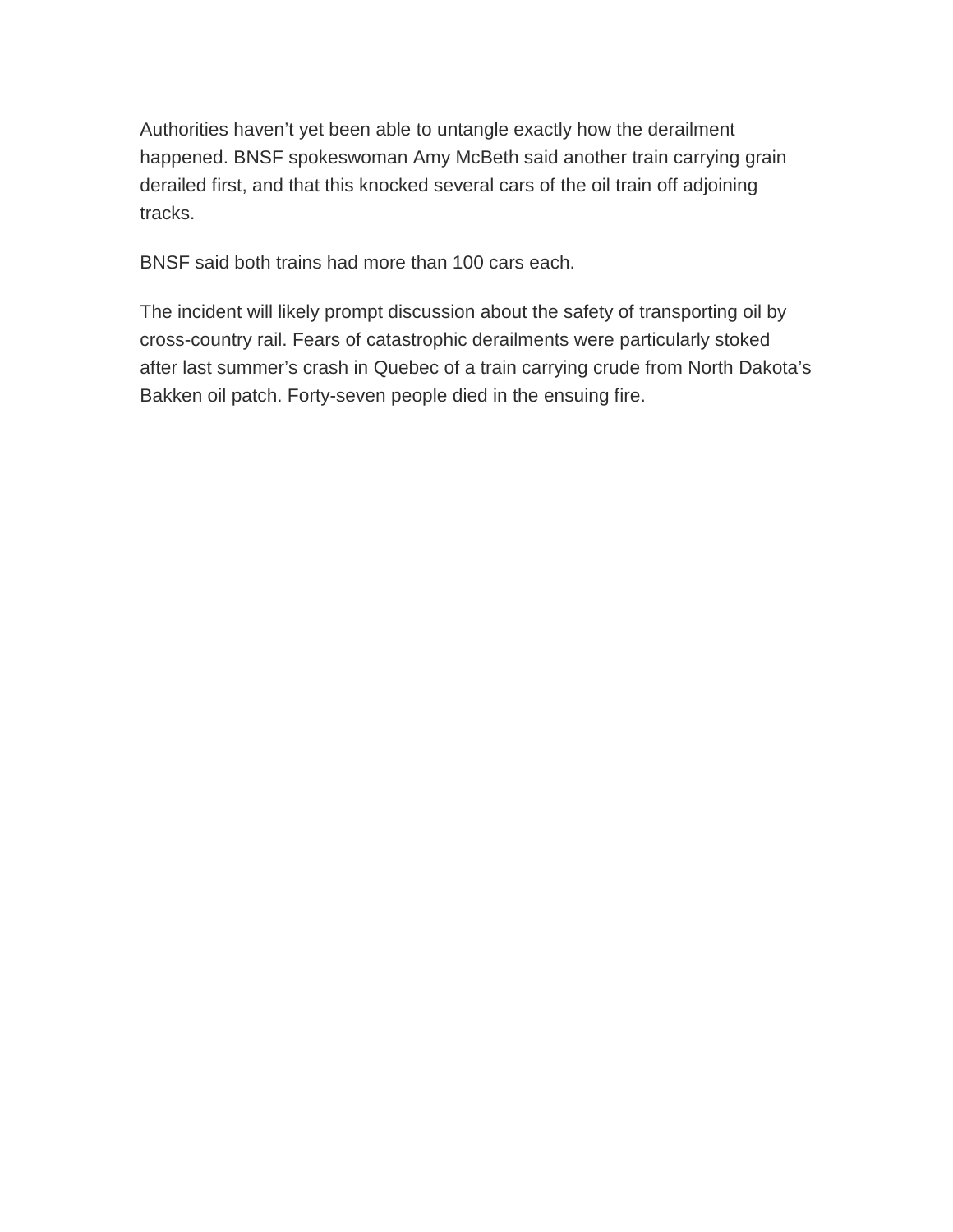Authorities haven’t yet been able to untangle exactly how the derailment happened. BNSF spokeswoman Amy McBeth said another train carrying grain derailed first, and that this knocked several cars of the oil train off adjoining tracks.

BNSF said both trains had more than 100 cars each.

The incident will likely prompt discussion about the safety of transporting oil by cross-country rail. Fears of catastrophic derailments were particularly stoked after last summer’s crash in Quebec of a train carrying crude from North Dakota’s Bakken oil patch. Forty-seven people died in the ensuing fire.